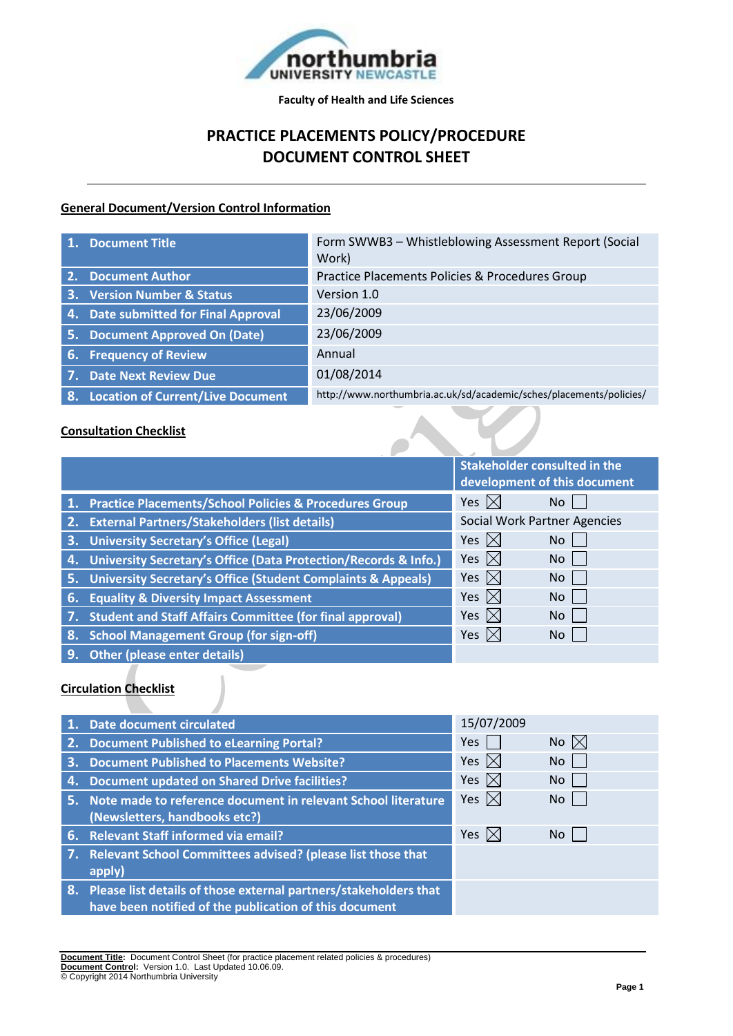Faculty of Health and Life Sciences

# PRACTICE PLACEMENTS POLICY/PROCEDURE DOCUMENT CONTROL SHEET

## General Document/Version Control Information

| | |
|---|---|
| 1. Document Title | Form SWWB3 – Whistleblowing Assessment Report (Social Work) |
| 2. Document Author | Practice Placements Policies & Procedures Group |
| 3. Version Number & Status | Version 1.0 |
| 4. Date submitted for Final Approval | 23/06/2009 |
| 5. Document Approved On (Date) | 23/06/2009 |
| 6. Frequency of Review | Annual |
| 7. Date Next Review Due | 01/08/2014 |
| 8. Location of Current/Live Document | http://www.northumbria.ac.uk/sd/academic/sches/placements/policies/ |

## Consultation Checklist

| | Stakeholder consulted in the development of this document | |
|---|---|---|
| 1. Practice Placements/School Policies & Procedures Group | Yes ☒ | No ☐ |
| 2. External Partners/Stakeholders (list details) | Social Work Partner Agencies | |
| 3. University Secretary's Office (Legal) | Yes ☒ | No ☐ |
| 4. University Secretary's Office (Data Protection/Records & Info.) | Yes ☒ | No ☐ |
| 5. University Secretary's Office (Student Complaints & Appeals) | Yes ☒ | No ☐ |
| 6. Equality & Diversity Impact Assessment | Yes ☒ | No ☐ |
| 7. Student and Staff Affairs Committee (for final approval) | Yes ☒ | No ☐ |
| 8. School Management Group (for sign-off) | Yes ☒ | No ☐ |
| 9. Other (please enter details) | | |

## Circulation Checklist

| | | |
|---|---|---|
| 1. Date document circulated | 15/07/2009 | |
| 2. Document Published to eLearning Portal? | Yes ☐ | No ☒ |
| 3. Document Published to Placements Website? | Yes ☒ | No ☐ |
| 4. Document updated on Shared Drive facilities? | Yes ☒ | No ☐ |
| 5. Note made to reference document in relevant School literature (Newsletters, handbooks etc?) | Yes ☒ | No ☐ |
| 6. Relevant Staff informed via email? | Yes ☒ | No ☐ |
| 7. Relevant School Committees advised? (please list those that apply) | | |
| 8. Please list details of those external partners/stakeholders that have been notified of the publication of this document | | |

**Document Title**: Document Control Sheet (for practice placement related policies & procedures)
**Document Control**: Version 1.0. Last Updated 10.06.09.
© Copyright 2014 Northumbria University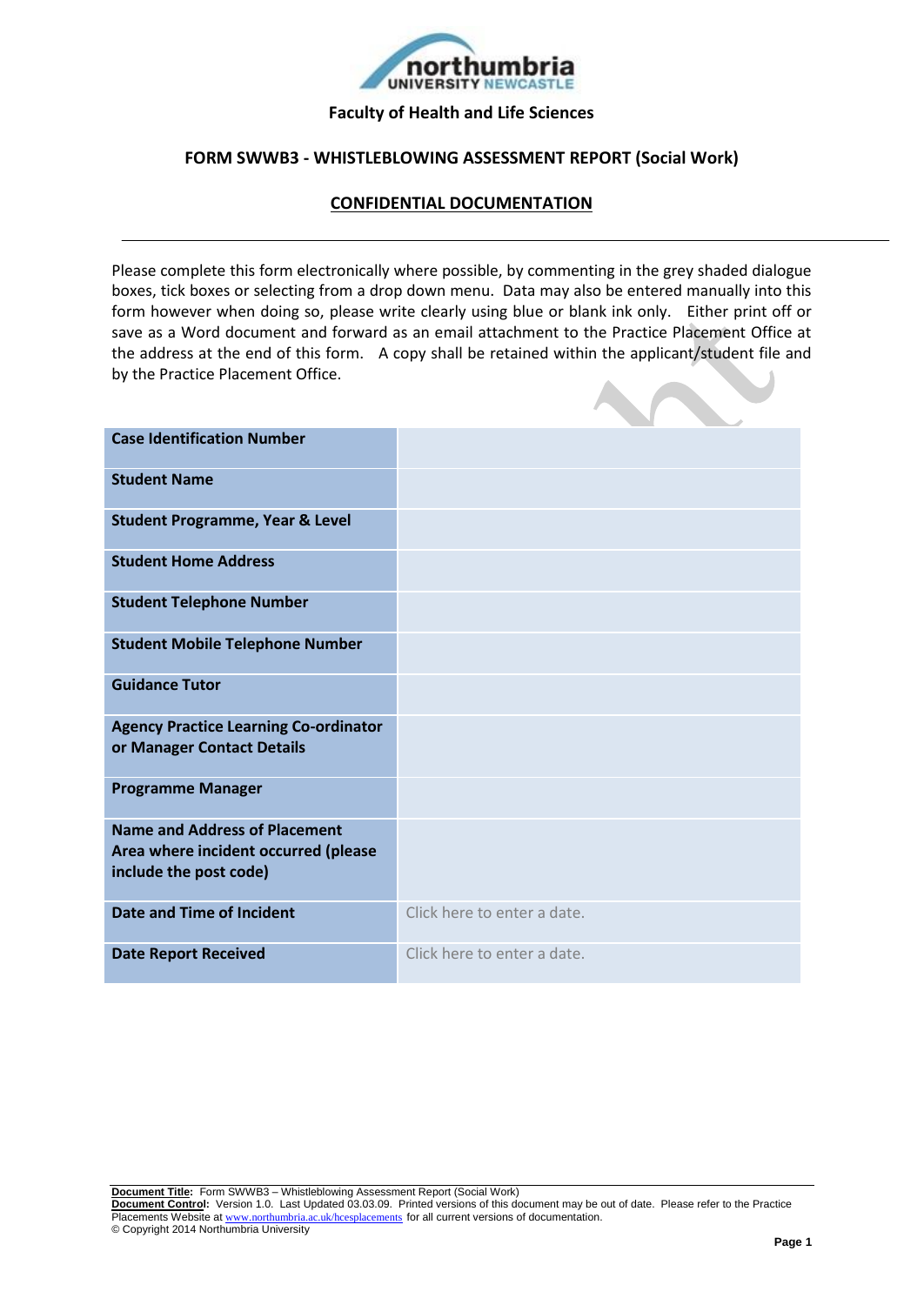northumbria
UNIVERSITY NEWCASTLE

**Faculty of Health and Life Sciences**

## FORM SWWB3 - WHISTLEBLOWING ASSESSMENT REPORT (Social Work)

### CONFIDENTIAL DOCUMENTATION

---

Please complete this form electronically where possible, by commenting in the grey shaded dialogue boxes, tick boxes or selecting from a drop down menu. Data may also be entered manually into this form however when doing so, please write clearly using blue or blank ink only. Either print off or save as a Word document and forward as an email attachment to the Practice Placement Office at the address at the end of this form. A copy shall be retained within the applicant/student file and by the Practice Placement Office.

| | |
|---|---|
| **Case Identification Number** | |
| **Student Name** | |
| **Student Programme, Year & Level** | |
| **Student Home Address** | |
| **Student Telephone Number** | |
| **Student Mobile Telephone Number** | |
| **Guidance Tutor** | |
| **Agency Practice Learning Co-ordinator or Manager Contact Details** | |
| **Programme Manager** | |
| **Name and Address of Placement Area where incident occurred (please include the post code)** | |
| **Date and Time of Incident** | Click here to enter a date. |
| **Date Report Received** | Click here to enter a date. |

**Document Title:** Form SWWB3 – Whistleblowing Assessment Report (Social Work)
**Document Control:** Version 1.0. Last Updated 03.03.09. Printed versions of this document may be out of date. Please refer to the Practice Placements Website at www.northumbria.ac.uk/hcesplacements for all current versions of documentation.
© Copyright 2014 Northumbria University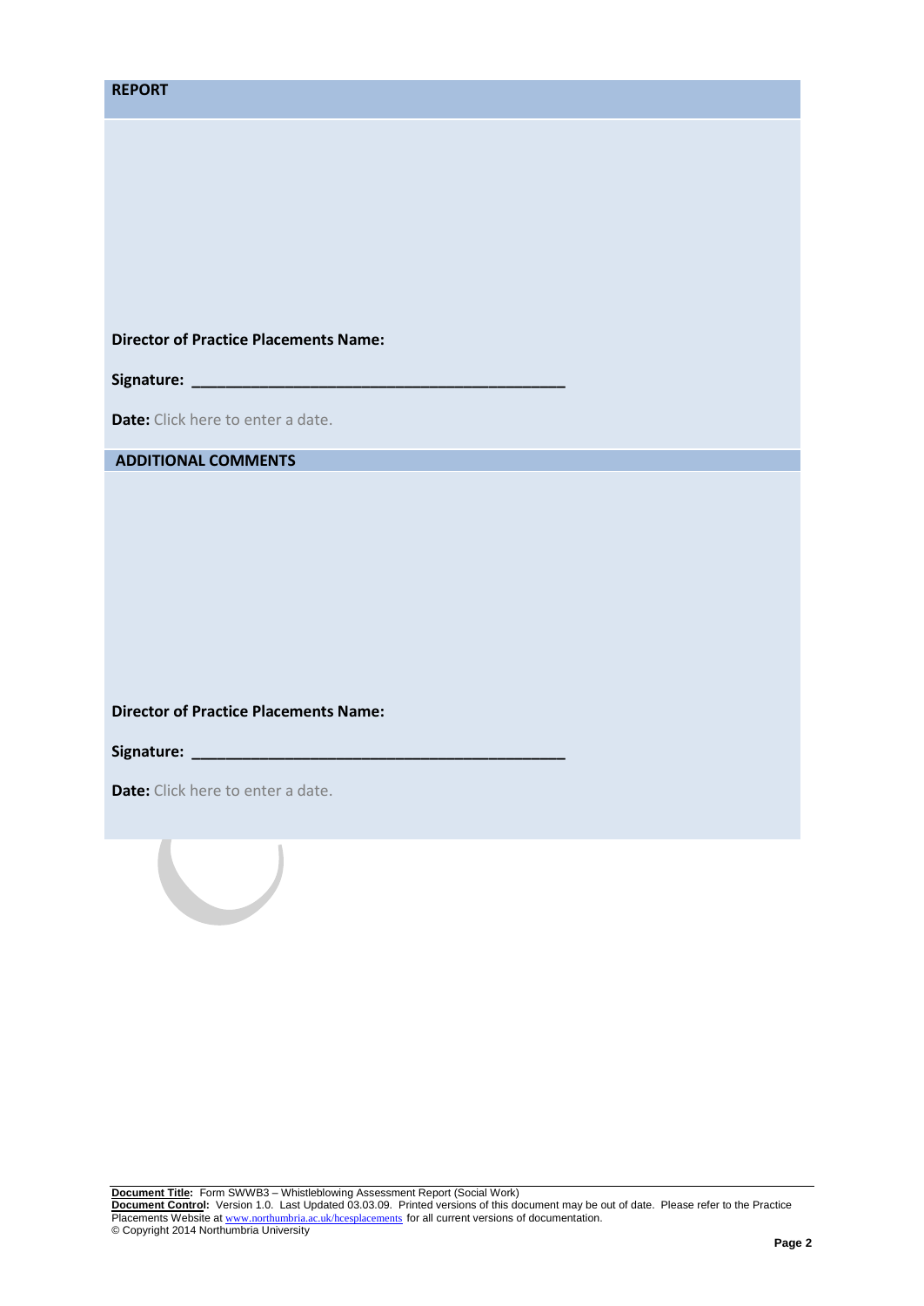## REPORT

**Director of Practice Placements Name:**

**Signature:** ____________________________________________

**Date:** Click here to enter a date.

## ADDITIONAL COMMENTS

**Director of Practice Placements Name:**

**Signature:** ____________________________________________

**Date:** Click here to enter a date.

**Document Title:** Form SWWB3 – Whistleblowing Assessment Report (Social Work)
**Document Control:** Version 1.0. Last Updated 03.03.09. Printed versions of this document may be out of date. Please refer to the Practice Placements Website at www.northumbria.ac.uk/hcesplacements for all current versions of documentation.
© Copyright 2014 Northumbria University